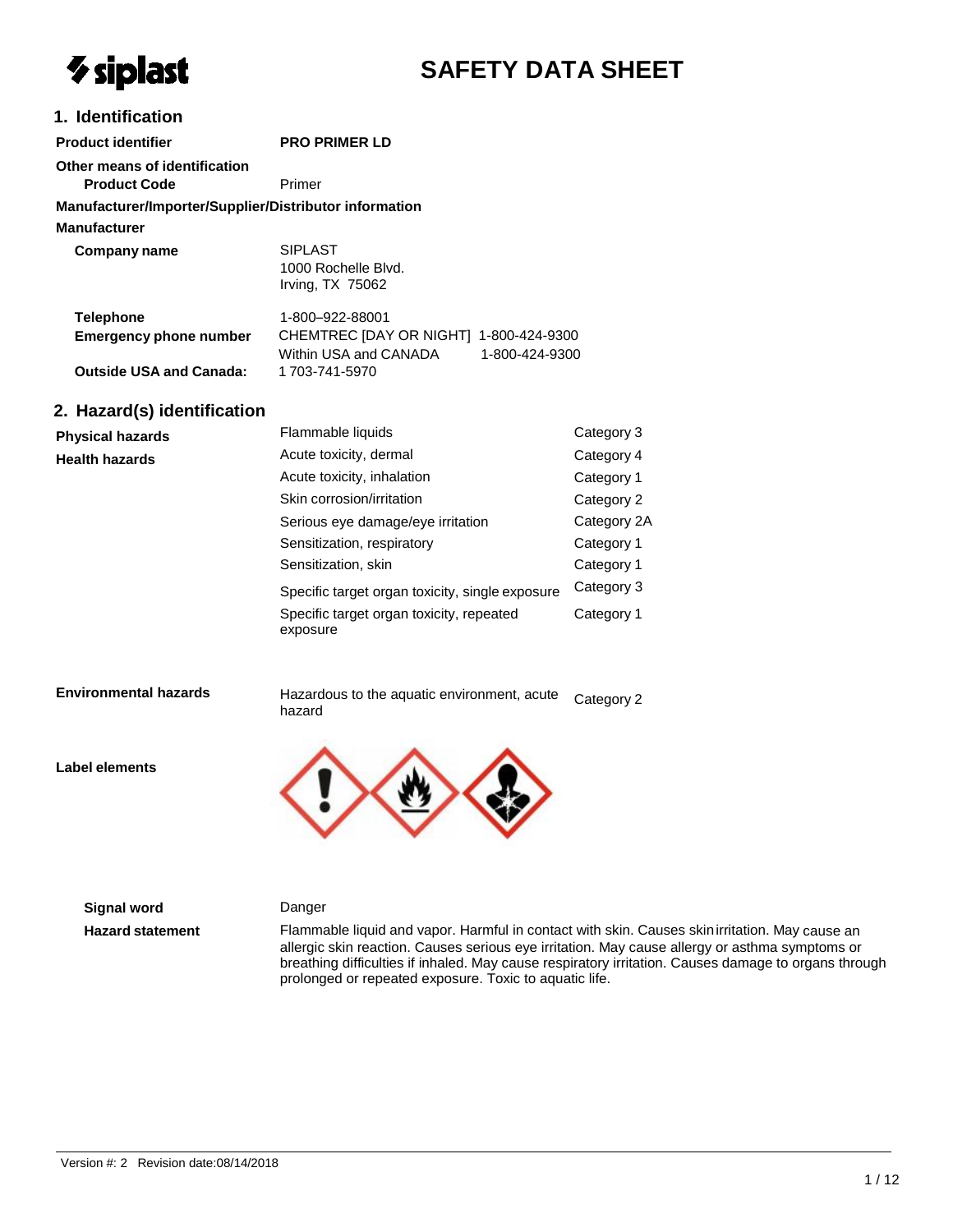# SAFETY DATA SHEET

## 1. Identification

**Product identifier** PRO PRIMER LD

**Other means of identification**

**Product Code** Primer

**Manufacturer/Importer/Supplier/Distributor information**

**Manufacturer**

**Company name** SIPLAST
1000 Rochelle Blvd.
Irving, TX 75062

**Telephone** 1-800–922-88001

**Emergency phone number** CHEMTREC [DAY OR NIGHT] 1-800-424-9300
Within USA and CANADA 1-800-424-9300

**Outside USA and Canada:** 1 703-741-5970

## 2. Hazard(s) identification

| | | |
|---|---|---|
| **Physical hazards** | Flammable liquids | Category 3 |
| **Health hazards** | Acute toxicity, dermal | Category 4 |
| | Acute toxicity, inhalation | Category 1 |
| | Skin corrosion/irritation | Category 2 |
| | Serious eye damage/eye irritation | Category 2A |
| | Sensitization, respiratory | Category 1 |
| | Sensitization, skin | Category 1 |
| | Specific target organ toxicity, single exposure | Category 3 |
| | Specific target organ toxicity, repeated exposure | Category 1 |
| **Environmental hazards** | Hazardous to the aquatic environment, acute hazard | Category 2 |

**Label elements**

**Signal word** Danger

**Hazard statement** Flammable liquid and vapor. Harmful in contact with skin. Causes skin irritation. May cause an allergic skin reaction. Causes serious eye irritation. May cause allergy or asthma symptoms or breathing difficulties if inhaled. May cause respiratory irritation. Causes damage to organs through prolonged or repeated exposure. Toxic to aquatic life.

Version #: 2 Revision date:08/14/2018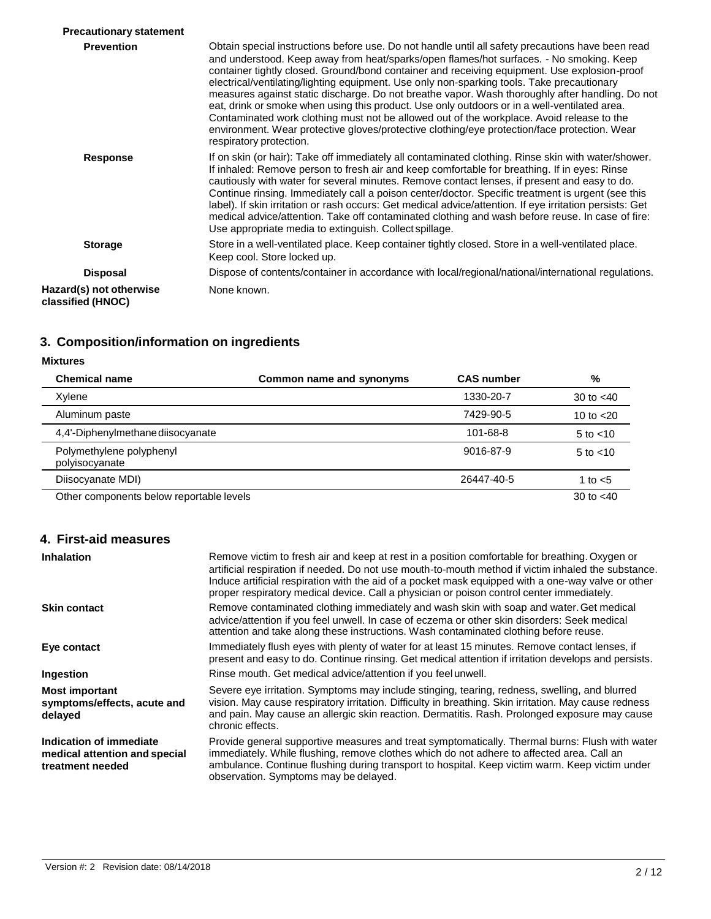**Precautionary statement**

**Prevention**

Obtain special instructions before use. Do not handle until all safety precautions have been read and understood. Keep away from heat/sparks/open flames/hot surfaces. - No smoking. Keep container tightly closed. Ground/bond container and receiving equipment. Use explosion-proof electrical/ventilating/lighting equipment. Use only non-sparking tools. Take precautionary measures against static discharge. Do not breathe vapor. Wash thoroughly after handling. Do not eat, drink or smoke when using this product. Use only outdoors or in a well-ventilated area. Contaminated work clothing must not be allowed out of the workplace. Avoid release to the environment. Wear protective gloves/protective clothing/eye protection/face protection. Wear respiratory protection.

**Response**

If on skin (or hair): Take off immediately all contaminated clothing. Rinse skin with water/shower. If inhaled: Remove person to fresh air and keep comfortable for breathing. If in eyes: Rinse cautiously with water for several minutes. Remove contact lenses, if present and easy to do. Continue rinsing. Immediately call a poison center/doctor. Specific treatment is urgent (see this label). If skin irritation or rash occurs: Get medical advice/attention. If eye irritation persists: Get medical advice/attention. Take off contaminated clothing and wash before reuse. In case of fire: Use appropriate media to extinguish. Collect spillage.

**Storage**

Store in a well-ventilated place. Keep container tightly closed. Store in a well-ventilated place. Keep cool. Store locked up.

**Disposal**

Dispose of contents/container in accordance with local/regional/national/international regulations.

**Hazard(s) not otherwise classified (HNOC)**

None known.

## 3. Composition/information on ingredients

**Mixtures**

| Chemical name | Common name and synonyms | CAS number | % |
|---|---|---|---|
| Xylene | | 1330-20-7 | 30 to <40 |
| Aluminum paste | | 7429-90-5 | 10 to <20 |
| 4,4'-Diphenylmethane diisocyanate | | 101-68-8 | 5 to <10 |
| Polymethylene polyphenyl polyisocyanate | | 9016-87-9 | 5 to <10 |
| Diisocyanate MDI) | | 26447-40-5 | 1 to <5 |
| Other components below reportable levels | | | 30 to <40 |

## 4. First-aid measures

**Inhalation**

Remove victim to fresh air and keep at rest in a position comfortable for breathing. Oxygen or artificial respiration if needed. Do not use mouth-to-mouth method if victim inhaled the substance. Induce artificial respiration with the aid of a pocket mask equipped with a one-way valve or other proper respiratory medical device. Call a physician or poison control center immediately.

**Skin contact**

Remove contaminated clothing immediately and wash skin with soap and water. Get medical advice/attention if you feel unwell. In case of eczema or other skin disorders: Seek medical attention and take along these instructions. Wash contaminated clothing before reuse.

**Eye contact**

Immediately flush eyes with plenty of water for at least 15 minutes. Remove contact lenses, if present and easy to do. Continue rinsing. Get medical attention if irritation develops and persists.

**Ingestion**

Rinse mouth. Get medical advice/attention if you feel unwell.

**Most important symptoms/effects, acute and delayed**

Severe eye irritation. Symptoms may include stinging, tearing, redness, swelling, and blurred vision. May cause respiratory irritation. Difficulty in breathing. Skin irritation. May cause redness and pain. May cause an allergic skin reaction. Dermatitis. Rash. Prolonged exposure may cause chronic effects.

**Indication of immediate medical attention and special treatment needed**

Provide general supportive measures and treat symptomatically. Thermal burns: Flush with water immediately. While flushing, remove clothes which do not adhere to affected area. Call an ambulance. Continue flushing during transport to hospital. Keep victim warm. Keep victim under observation. Symptoms may be delayed.

Version #: 2 Revision date: 08/14/2018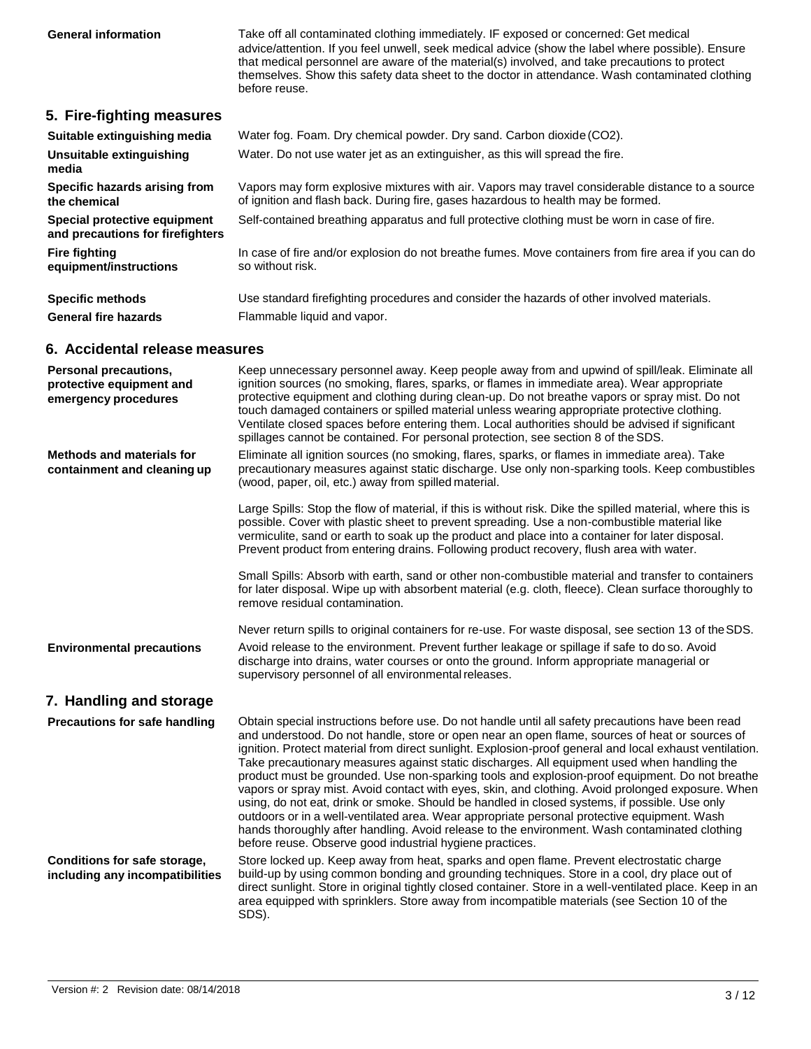**General information**

Take off all contaminated clothing immediately. IF exposed or concerned: Get medical advice/attention. If you feel unwell, seek medical advice (show the label where possible). Ensure that medical personnel are aware of the material(s) involved, and take precautions to protect themselves. Show this safety data sheet to the doctor in attendance. Wash contaminated clothing before reuse.

## 5. Fire-fighting measures

**Suitable extinguishing media**

Water fog. Foam. Dry chemical powder. Dry sand. Carbon dioxide ($CO_2$).

**Unsuitable extinguishing media**

Water. Do not use water jet as an extinguisher, as this will spread the fire.

**Specific hazards arising from the chemical**

Vapors may form explosive mixtures with air. Vapors may travel considerable distance to a source of ignition and flash back. During fire, gases hazardous to health may be formed.

**Special protective equipment and precautions for firefighters**

Self-contained breathing apparatus and full protective clothing must be worn in case of fire.

**Fire fighting equipment/instructions**

In case of fire and/or explosion do not breathe fumes. Move containers from fire area if you can do so without risk.

**Specific methods**

Use standard firefighting procedures and consider the hazards of other involved materials.

**General fire hazards**

Flammable liquid and vapor.

## 6. Accidental release measures

**Personal precautions, protective equipment and emergency procedures**

Keep unnecessary personnel away. Keep people away from and upwind of spill/leak. Eliminate all ignition sources (no smoking, flares, sparks, or flames in immediate area). Wear appropriate protective equipment and clothing during clean-up. Do not breathe vapors or spray mist. Do not touch damaged containers or spilled material unless wearing appropriate protective clothing. Ventilate closed spaces before entering them. Local authorities should be advised if significant spillages cannot be contained. For personal protection, see section 8 of the SDS.

**Methods and materials for containment and cleaning up**

Eliminate all ignition sources (no smoking, flares, sparks, or flames in immediate area). Take precautionary measures against static discharge. Use only non-sparking tools. Keep combustibles (wood, paper, oil, etc.) away from spilled material.

Large Spills: Stop the flow of material, if this is without risk. Dike the spilled material, where this is possible. Cover with plastic sheet to prevent spreading. Use a non-combustible material like vermiculite, sand or earth to soak up the product and place into a container for later disposal. Prevent product from entering drains. Following product recovery, flush area with water.

Small Spills: Absorb with earth, sand or other non-combustible material and transfer to containers for later disposal. Wipe up with absorbent material (e.g. cloth, fleece). Clean surface thoroughly to remove residual contamination.

Never return spills to original containers for re-use. For waste disposal, see section 13 of the SDS.

**Environmental precautions**

Avoid release to the environment. Prevent further leakage or spillage if safe to do so. Avoid discharge into drains, water courses or onto the ground. Inform appropriate managerial or supervisory personnel of all environmental releases.

## 7. Handling and storage

**Precautions for safe handling**

Obtain special instructions before use. Do not handle until all safety precautions have been read and understood. Do not handle, store or open near an open flame, sources of heat or sources of ignition. Protect material from direct sunlight. Explosion-proof general and local exhaust ventilation. Take precautionary measures against static discharges. All equipment used when handling the product must be grounded. Use non-sparking tools and explosion-proof equipment. Do not breathe vapors or spray mist. Avoid contact with eyes, skin, and clothing. Avoid prolonged exposure. When using, do not eat, drink or smoke. Should be handled in closed systems, if possible. Use only outdoors or in a well-ventilated area. Wear appropriate personal protective equipment. Wash hands thoroughly after handling. Avoid release to the environment. Wash contaminated clothing before reuse. Observe good industrial hygiene practices.

**Conditions for safe storage, including any incompatibilities**

Store locked up. Keep away from heat, sparks and open flame. Prevent electrostatic charge build-up by using common bonding and grounding techniques. Store in a cool, dry place out of direct sunlight. Store in original tightly closed container. Store in a well-ventilated place. Keep in an area equipped with sprinklers. Store away from incompatible materials (see Section 10 of the SDS).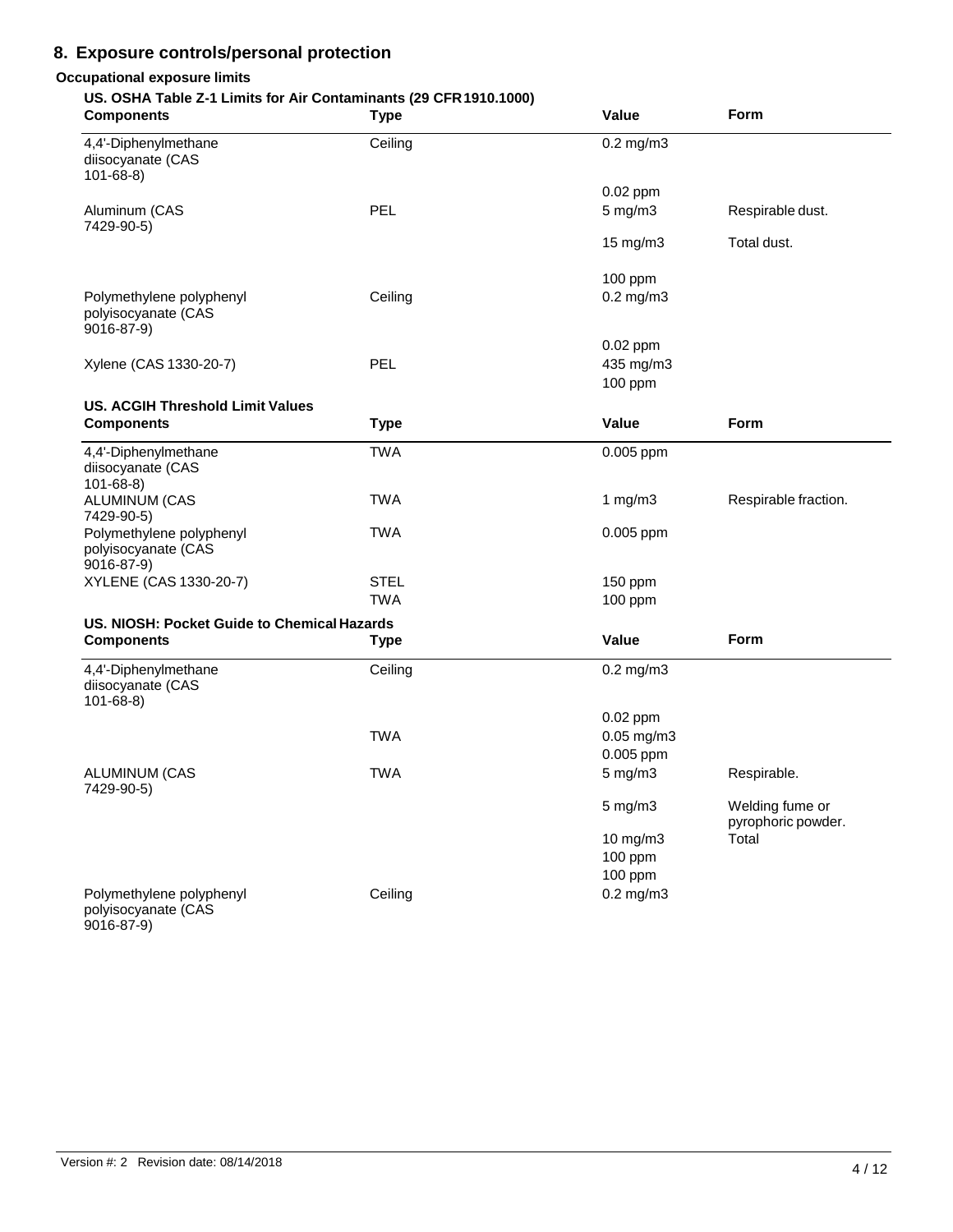## 8. Exposure controls/personal protection

### Occupational exposure limits

**US. OSHA Table Z-1 Limits for Air Contaminants (29 CFR 1910.1000)**

| Components | Type | Value | Form |
|---|---|---|---|
| 4,4'-Diphenylmethane diisocyanate (CAS 101-68-8) | Ceiling | 0.2 mg/m3 | |
| | | 0.02 ppm | |
| Aluminum (CAS 7429-90-5) | PEL | 5 mg/m3 | Respirable dust. |
| | | 15 mg/m3 | Total dust. |
| | | 100 ppm | |
| Polymethylene polyphenyl polyisocyanate (CAS 9016-87-9) | Ceiling | 0.2 mg/m3 | |
| | | 0.02 ppm | |
| Xylene (CAS 1330-20-7) | PEL | 435 mg/m3 | |
| | | 100 ppm | |

**US. ACGIH Threshold Limit Values**

| Components | Type | Value | Form |
|---|---|---|---|
| 4,4'-Diphenylmethane diisocyanate (CAS 101-68-8) | TWA | 0.005 ppm | |
| ALUMINUM (CAS 7429-90-5) | TWA | 1 mg/m3 | Respirable fraction. |
| Polymethylene polyphenyl polyisocyanate (CAS 9016-87-9) | TWA | 0.005 ppm | |
| XYLENE (CAS 1330-20-7) | STEL | 150 ppm | |
| | TWA | 100 ppm | |

**US. NIOSH: Pocket Guide to Chemical Hazards**

| Components | Type | Value | Form |
|---|---|---|---|
| 4,4'-Diphenylmethane diisocyanate (CAS 101-68-8) | Ceiling | 0.2 mg/m3 | |
| | | 0.02 ppm | |
| | TWA | 0.05 mg/m3 | |
| | | 0.005 ppm | |
| ALUMINUM (CAS 7429-90-5) | TWA | 5 mg/m3 | Respirable. |
| | | 5 mg/m3 | Welding fume or pyrophoric powder. |
| | | 10 mg/m3 | Total |
| | | 100 ppm | |
| | | 100 ppm | |
| Polymethylene polyphenyl polyisocyanate (CAS 9016-87-9) | Ceiling | 0.2 mg/m3 | |

Version #: 2 Revision date: 08/14/2018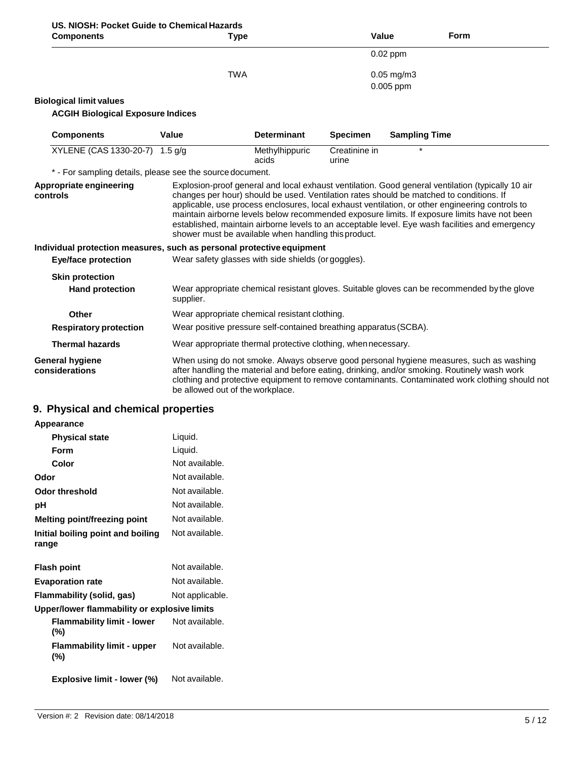**US. NIOSH: Pocket Guide to Chemical Hazards**

| Components | Type | Value | Form |
|---|---|---|---|
| | | 0.02 ppm | |
| | TWA | 0.05 mg/m3 | |
| | | 0.005 ppm | |

**Biological limit values**

**ACGIH Biological Exposure Indices**

| Components | Value | Determinant | Specimen | Sampling Time |
|---|---|---|---|---|
| XYLENE (CAS 1330-20-7) | 1.5 g/g | Methylhippuric acids | Creatinine in urine | * |

\* - For sampling details, please see the source document.

**Appropriate engineering controls**
Explosion-proof general and local exhaust ventilation. Good general ventilation (typically 10 air changes per hour) should be used. Ventilation rates should be matched to conditions. If applicable, use process enclosures, local exhaust ventilation, or other engineering controls to maintain airborne levels below recommended exposure limits. If exposure limits have not been established, maintain airborne levels to an acceptable level. Eye wash facilities and emergency shower must be available when handling this product.

**Individual protection measures, such as personal protective equipment**

**Eye/face protection**
Wear safety glasses with side shields (or goggles).

**Skin protection**

**Hand protection**
Wear appropriate chemical resistant gloves. Suitable gloves can be recommended by the glove supplier.

**Other**
Wear appropriate chemical resistant clothing.

**Respiratory protection**
Wear positive pressure self-contained breathing apparatus (SCBA).

**Thermal hazards**
Wear appropriate thermal protective clothing, when necessary.

**General hygiene considerations**
When using do not smoke. Always observe good personal hygiene measures, such as washing after handling the material and before eating, drinking, and/or smoking. Routinely wash work clothing and protective equipment to remove contaminants. Contaminated work clothing should not be allowed out of the workplace.

## 9. Physical and chemical properties

**Appearance**

| | |
|---|---|
| **Physical state** | Liquid. |
| **Form** | Liquid. |
| **Color** | Not available. |
| **Odor** | Not available. |
| **Odor threshold** | Not available. |
| **pH** | Not available. |
| **Melting point/freezing point** | Not available. |
| **Initial boiling point and boiling range** | Not available. |
| **Flash point** | Not available. |
| **Evaporation rate** | Not available. |
| **Flammability (solid, gas)** | Not applicable. |

**Upper/lower flammability or explosive limits**

| | |
|---|---|
| **Flammability limit - lower (%)** | Not available. |
| **Flammability limit - upper (%)** | Not available. |
| **Explosive limit - lower (%)** | Not available. |

Version #: 2 Revision date: 08/14/2018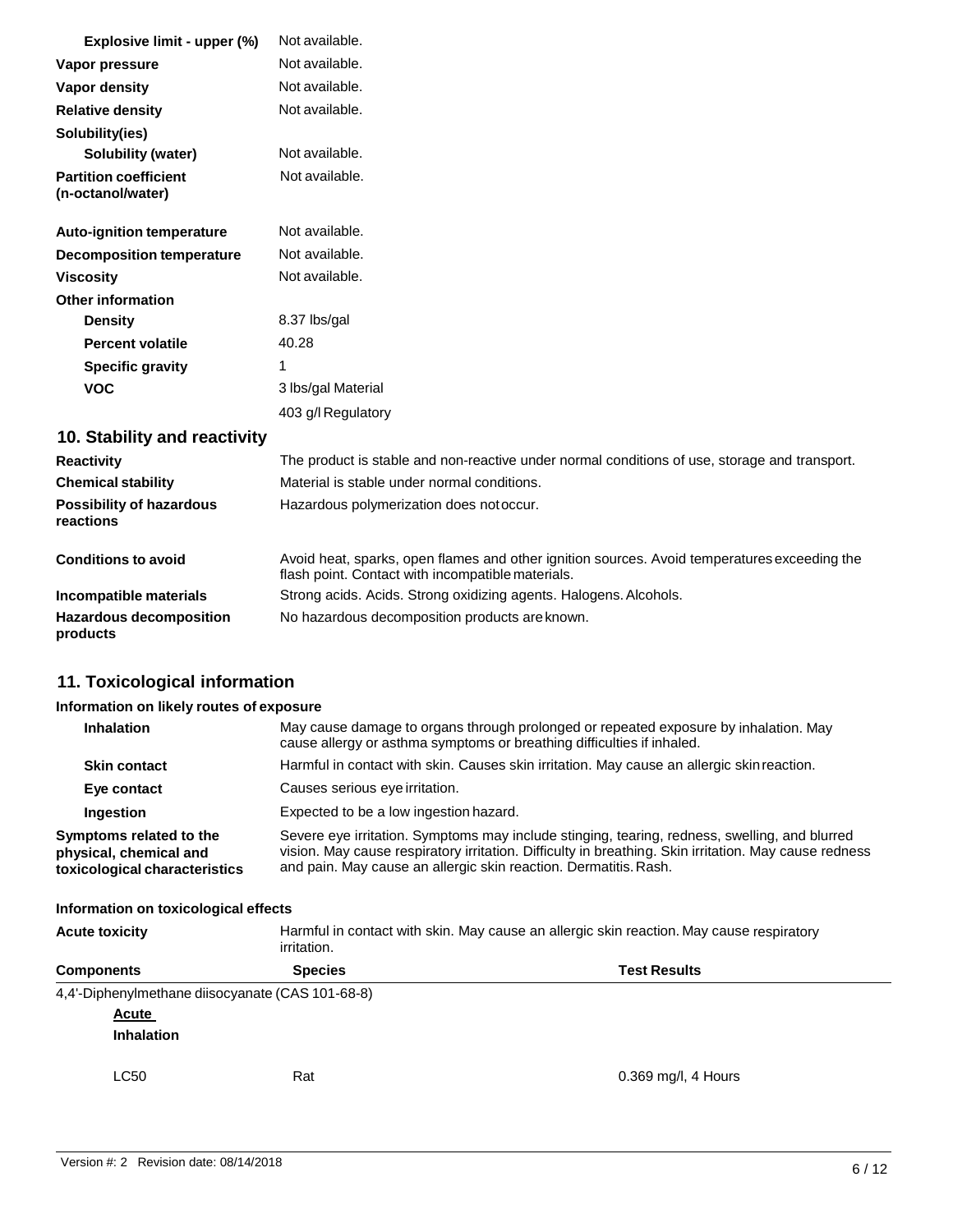| | |
|---|---|
| **Explosive limit - upper (%)** | Not available. |
| **Vapor pressure** | Not available. |
| **Vapor density** | Not available. |
| **Relative density** | Not available. |
| **Solubility(ies)** | |
| **Solubility (water)** | Not available. |
| **Partition coefficient (n-octanol/water)** | Not available. |
| **Auto-ignition temperature** | Not available. |
| **Decomposition temperature** | Not available. |
| **Viscosity** | Not available. |
| **Other information** | |
| **Density** | 8.37 lbs/gal |
| **Percent volatile** | 40.28 |
| **Specific gravity** | 1 |
| **VOC** | 3 lbs/gal Material |
| | 403 g/l Regulatory |

## 10. Stability and reactivity

| | |
|---|---|
| **Reactivity** | The product is stable and non-reactive under normal conditions of use, storage and transport. |
| **Chemical stability** | Material is stable under normal conditions. |
| **Possibility of hazardous reactions** | Hazardous polymerization does not occur. |
| **Conditions to avoid** | Avoid heat, sparks, open flames and other ignition sources. Avoid temperatures exceeding the flash point. Contact with incompatible materials. |
| **Incompatible materials** | Strong acids. Acids. Strong oxidizing agents. Halogens. Alcohols. |
| **Hazardous decomposition products** | No hazardous decomposition products are known. |

## 11. Toxicological information

**Information on likely routes of exposure**

| | |
|---|---|
| **Inhalation** | May cause damage to organs through prolonged or repeated exposure by inhalation. May cause allergy or asthma symptoms or breathing difficulties if inhaled. |
| **Skin contact** | Harmful in contact with skin. Causes skin irritation. May cause an allergic skin reaction. |
| **Eye contact** | Causes serious eye irritation. |
| **Ingestion** | Expected to be a low ingestion hazard. |
| **Symptoms related to the physical, chemical and toxicological characteristics** | Severe eye irritation. Symptoms may include stinging, tearing, redness, swelling, and blurred vision. May cause respiratory irritation. Difficulty in breathing. Skin irritation. May cause redness and pain. May cause an allergic skin reaction. Dermatitis. Rash. |

**Information on toxicological effects**

| | |
|---|---|
| **Acute toxicity** | Harmful in contact with skin. May cause an allergic skin reaction. May cause respiratory irritation. |

| Components | Species | Test Results |
|---|---|---|
| 4,4'-Diphenylmethane diisocyanate (CAS 101-68-8) | | |
| ***Acute*** | | |
| ***Inhalation*** | | |
| LC50 | Rat | 0.369 mg/l, 4 Hours |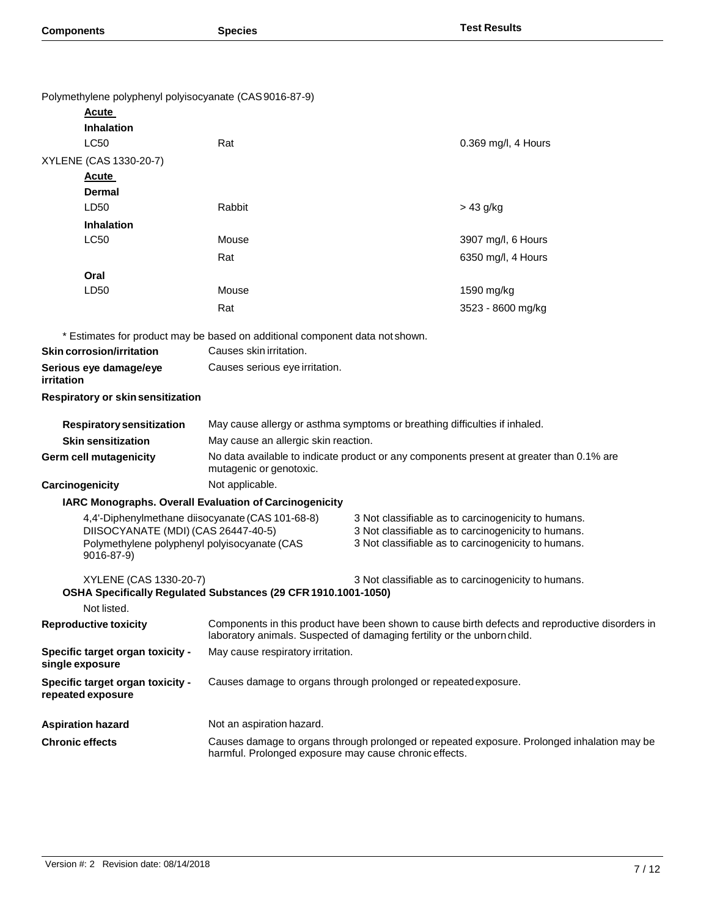| Components | Species | Test Results |
| --- | --- | --- |
| Polymethylene polyphenyl polyisocyanate (CAS 9016-87-9) | | |
| **Acute** | | |
| **Inhalation** | | |
| LC50 | Rat | 0.369 mg/l, 4 Hours |
| XYLENE (CAS 1330-20-7) | | |
| **Acute** | | |
| **Dermal** | | |
| LD50 | Rabbit | > 43 g/kg |
| **Inhalation** | | |
| LC50 | Mouse | 3907 mg/l, 6 Hours |
| | Rat | 6350 mg/l, 4 Hours |
| **Oral** | | |
| LD50 | Mouse | 1590 mg/kg |
| | Rat | 3523 - 8600 mg/kg |

* Estimates for product may be based on additional component data not shown.

**Skin corrosion/irritation** Causes skin irritation.

**Serious eye damage/eye irritation** Causes serious eye irritation.

**Respiratory or skin sensitization**

**Respiratory sensitization** May cause allergy or asthma symptoms or breathing difficulties if inhaled.

**Skin sensitization** May cause an allergic skin reaction.

**Germ cell mutagenicity** No data available to indicate product or any components present at greater than 0.1% are mutagenic or genotoxic.

**Carcinogenicity** Not applicable.

**IARC Monographs. Overall Evaluation of Carcinogenicity**

| Component | Evaluation |
| --- | --- |
| 4,4'-Diphenylmethane diisocyanate (CAS 101-68-8) | 3 Not classifiable as to carcinogenicity to humans. |
| DIISOCYANATE (MDI) (CAS 26447-40-5) | 3 Not classifiable as to carcinogenicity to humans. |
| Polymethylene polyphenyl polyisocyanate (CAS 9016-87-9) | 3 Not classifiable as to carcinogenicity to humans. |
| XYLENE (CAS 1330-20-7) | 3 Not classifiable as to carcinogenicity to humans. |

**OSHA Specifically Regulated Substances (29 CFR 1910.1001-1050)**

Not listed.

**Reproductive toxicity** Components in this product have been shown to cause birth defects and reproductive disorders in laboratory animals. Suspected of damaging fertility or the unborn child.

**Specific target organ toxicity - single exposure** May cause respiratory irritation.

**Specific target organ toxicity - repeated exposure** Causes damage to organs through prolonged or repeated exposure.

**Aspiration hazard** Not an aspiration hazard.

**Chronic effects** Causes damage to organs through prolonged or repeated exposure. Prolonged inhalation may be harmful. Prolonged exposure may cause chronic effects.

Version #: 2 Revision date: 08/14/2018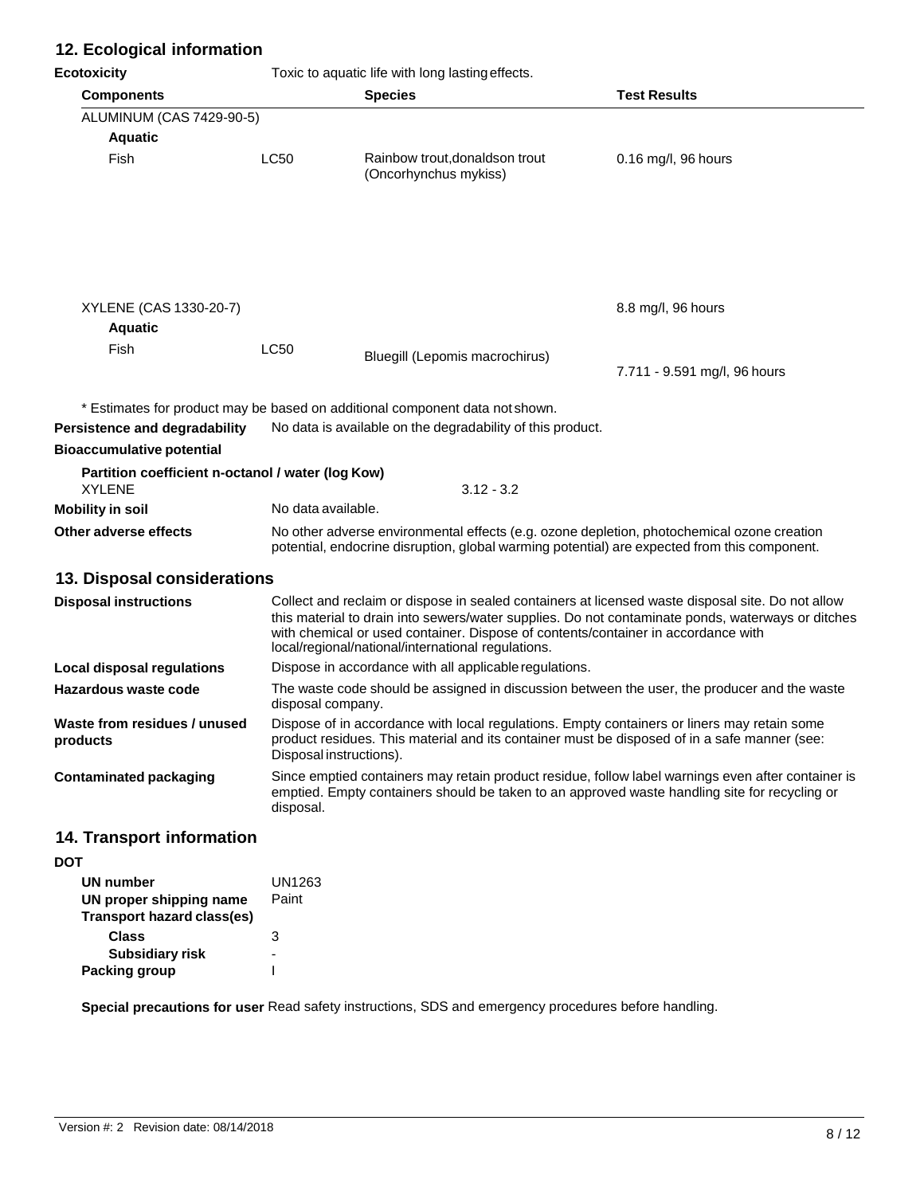## 12. Ecological information

**Ecotoxicity** Toxic to aquatic life with long lasting effects.

| Components | | Species | Test Results |
|---|---|---|---|
| ALUMINUM (CAS 7429-90-5) | | | |
| **Aquatic** | | | |
| Fish | LC50 | Rainbow trout,donaldson trout (Oncorhynchus mykiss) | 0.16 mg/l, 96 hours |
| XYLENE (CAS 1330-20-7) | | | 8.8 mg/l, 96 hours |
| **Aquatic** | | | |
| Fish | LC50 | Bluegill (Lepomis macrochirus) | 7.711 - 9.591 mg/l, 96 hours |

\* Estimates for product may be based on additional component data not shown.

**Persistence and degradability** No data is available on the degradability of this product.

**Bioaccumulative potential**

**Partition coefficient n-octanol / water (log Kow)**

XYLENE 3.12 - 3.2

**Mobility in soil** No data available.

**Other adverse effects** No other adverse environmental effects (e.g. ozone depletion, photochemical ozone creation potential, endocrine disruption, global warming potential) are expected from this component.

## 13. Disposal considerations

**Disposal instructions** Collect and reclaim or dispose in sealed containers at licensed waste disposal site. Do not allow this material to drain into sewers/water supplies. Do not contaminate ponds, waterways or ditches with chemical or used container. Dispose of contents/container in accordance with local/regional/national/international regulations.

**Local disposal regulations** Dispose in accordance with all applicable regulations.

**Hazardous waste code** The waste code should be assigned in discussion between the user, the producer and the waste disposal company.

**Waste from residues / unused products** Dispose of in accordance with local regulations. Empty containers or liners may retain some product residues. This material and its container must be disposed of in a safe manner (see: Disposal instructions).

**Contaminated packaging** Since emptied containers may retain product residue, follow label warnings even after container is emptied. Empty containers should be taken to an approved waste handling site for recycling or disposal.

## 14. Transport information

**DOT**

**UN number** UN1263

**UN proper shipping name** Paint

**Transport hazard class(es)**

**Class** 3

**Subsidiary risk** -

**Packing group** I

**Special precautions for user** Read safety instructions, SDS and emergency procedures before handling.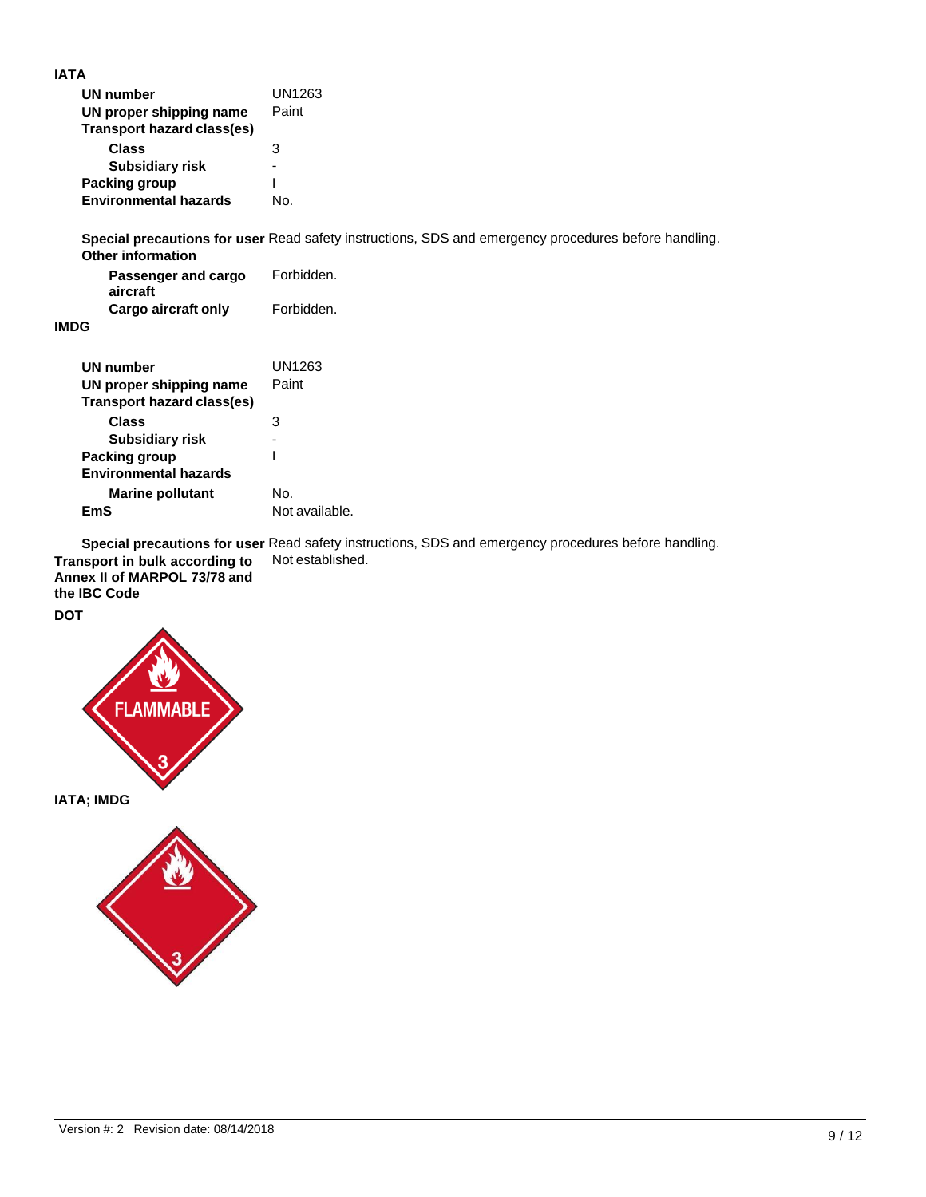**IATA**

| | |
|---|---|
| **UN number** | UN1263 |
| **UN proper shipping name** | Paint |
| **Transport hazard class(es)** | |
| **Class** | 3 |
| **Subsidiary risk** | - |
| **Packing group** | I |
| **Environmental hazards** | No. |

**Special precautions for user** Read safety instructions, SDS and emergency procedures before handling.

**Other information**

| | |
|---|---|
| **Passenger and cargo aircraft** | Forbidden. |
| **Cargo aircraft only** | Forbidden. |

**IMDG**

| | |
|---|---|
| **UN number** | UN1263 |
| **UN proper shipping name** | Paint |
| **Transport hazard class(es)** | |
| **Class** | 3 |
| **Subsidiary risk** | - |
| **Packing group** | I |
| **Environmental hazards** | |
| **Marine pollutant** | No. |
| **EmS** | Not available. |

**Special precautions for user** Read safety instructions, SDS and emergency procedures before handling.

**Transport in bulk according to Annex II of MARPOL 73/78 and the IBC Code** Not established.

**DOT**

FLAMMABLE 3

**IATA; IMDG**

3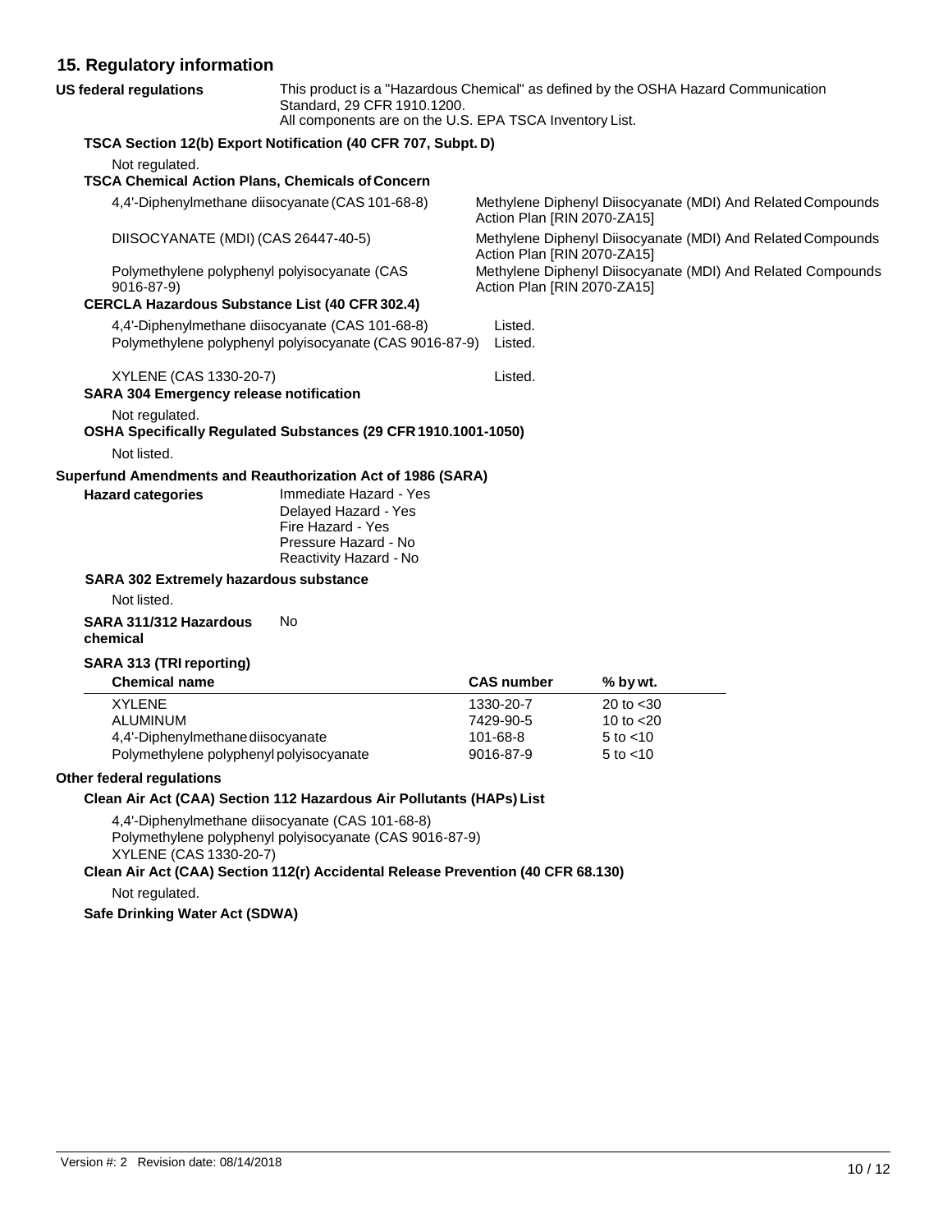## 15. Regulatory information

**US federal regulations** This product is a "Hazardous Chemical" as defined by the OSHA Hazard Communication Standard, 29 CFR 1910.1200.
All components are on the U.S. EPA TSCA Inventory List.

**TSCA Section 12(b) Export Notification (40 CFR 707, Subpt. D)**

Not regulated.

**TSCA Chemical Action Plans, Chemicals of Concern**

| | |
|---|---|
| 4,4'-Diphenylmethane diisocyanate (CAS 101-68-8) | Methylene Diphenyl Diisocyanate (MDI) And Related Compounds Action Plan [RIN 2070-ZA15] |
| DIISOCYANATE (MDI) (CAS 26447-40-5) | Methylene Diphenyl Diisocyanate (MDI) And Related Compounds Action Plan [RIN 2070-ZA15] |
| Polymethylene polyphenyl polyisocyanate (CAS 9016-87-9) | Methylene Diphenyl Diisocyanate (MDI) And Related Compounds Action Plan [RIN 2070-ZA15] |

**CERCLA Hazardous Substance List (40 CFR 302.4)**

| | |
|---|---|
| 4,4'-Diphenylmethane diisocyanate (CAS 101-68-8) | Listed. |
| Polymethylene polyphenyl polyisocyanate (CAS 9016-87-9) | Listed. |
| XYLENE (CAS 1330-20-7) | Listed. |

**SARA 304 Emergency release notification**

Not regulated.

**OSHA Specifically Regulated Substances (29 CFR 1910.1001-1050)**

Not listed.

**Superfund Amendments and Reauthorization Act of 1986 (SARA)**

**Hazard categories**
Immediate Hazard - Yes
Delayed Hazard - Yes
Fire Hazard - Yes
Pressure Hazard - No
Reactivity Hazard - No

**SARA 302 Extremely hazardous substance**

Not listed.

**SARA 311/312 Hazardous chemical** No

**SARA 313 (TRI reporting)**

| Chemical name | CAS number | % by wt. |
|---|---|---|
| XYLENE | 1330-20-7 | 20 to <30 |
| ALUMINUM | 7429-90-5 | 10 to <20 |
| 4,4'-Diphenylmethane diisocyanate | 101-68-8 | 5 to <10 |
| Polymethylene polyphenyl polyisocyanate | 9016-87-9 | 5 to <10 |

**Other federal regulations**

**Clean Air Act (CAA) Section 112 Hazardous Air Pollutants (HAPs) List**

4,4'-Diphenylmethane diisocyanate (CAS 101-68-8)
Polymethylene polyphenyl polyisocyanate (CAS 9016-87-9)
XYLENE (CAS 1330-20-7)

**Clean Air Act (CAA) Section 112(r) Accidental Release Prevention (40 CFR 68.130)**

Not regulated.

**Safe Drinking Water Act (SDWA)**

Version #: 2 Revision date: 08/14/2018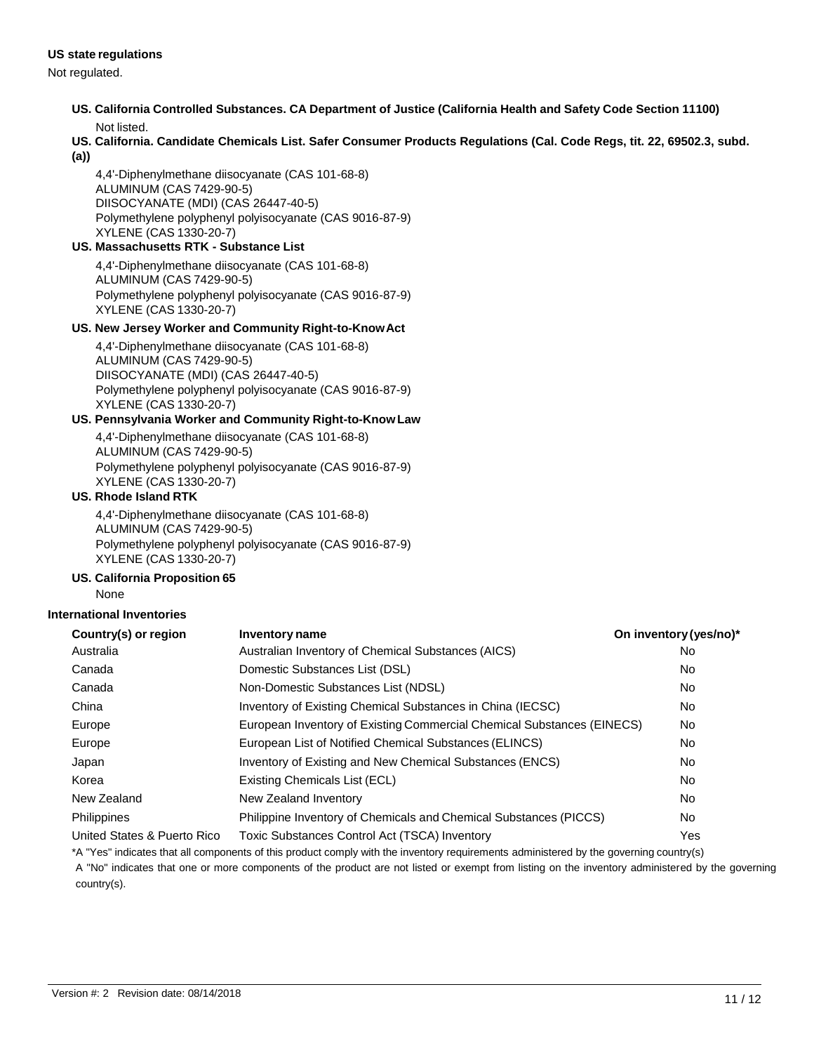**US state regulations**

Not regulated.

**US. California Controlled Substances. CA Department of Justice (California Health and Safety Code Section 11100)**

Not listed.

**US. California. Candidate Chemicals List. Safer Consumer Products Regulations (Cal. Code Regs, tit. 22, 69502.3, subd. (a))**

4,4'-Diphenylmethane diisocyanate (CAS 101-68-8)
ALUMINUM (CAS 7429-90-5)
DIISOCYANATE (MDI) (CAS 26447-40-5)
Polymethylene polyphenyl polyisocyanate (CAS 9016-87-9)
XYLENE (CAS 1330-20-7)

**US. Massachusetts RTK - Substance List**

4,4'-Diphenylmethane diisocyanate (CAS 101-68-8)
ALUMINUM (CAS 7429-90-5)
Polymethylene polyphenyl polyisocyanate (CAS 9016-87-9)
XYLENE (CAS 1330-20-7)

**US. New Jersey Worker and Community Right-to-Know Act**

4,4'-Diphenylmethane diisocyanate (CAS 101-68-8)
ALUMINUM (CAS 7429-90-5)
DIISOCYANATE (MDI) (CAS 26447-40-5)
Polymethylene polyphenyl polyisocyanate (CAS 9016-87-9)
XYLENE (CAS 1330-20-7)

**US. Pennsylvania Worker and Community Right-to-Know Law**

4,4'-Diphenylmethane diisocyanate (CAS 101-68-8)
ALUMINUM (CAS 7429-90-5)
Polymethylene polyphenyl polyisocyanate (CAS 9016-87-9)
XYLENE (CAS 1330-20-7)

**US. Rhode Island RTK**

4,4'-Diphenylmethane diisocyanate (CAS 101-68-8)
ALUMINUM (CAS 7429-90-5)
Polymethylene polyphenyl polyisocyanate (CAS 9016-87-9)
XYLENE (CAS 1330-20-7)

**US. California Proposition 65**

None

**International Inventories**

| Country(s) or region | Inventory name | On inventory (yes/no)* |
|---|---|---|
| Australia | Australian Inventory of Chemical Substances (AICS) | No |
| Canada | Domestic Substances List (DSL) | No |
| Canada | Non-Domestic Substances List (NDSL) | No |
| China | Inventory of Existing Chemical Substances in China (IECSC) | No |
| Europe | European Inventory of Existing Commercial Chemical Substances (EINECS) | No |
| Europe | European List of Notified Chemical Substances (ELINCS) | No |
| Japan | Inventory of Existing and New Chemical Substances (ENCS) | No |
| Korea | Existing Chemicals List (ECL) | No |
| New Zealand | New Zealand Inventory | No |
| Philippines | Philippine Inventory of Chemicals and Chemical Substances (PICCS) | No |
| United States & Puerto Rico | Toxic Substances Control Act (TSCA) Inventory | Yes |

*A "Yes" indicates that all components of this product comply with the inventory requirements administered by the governing country(s)

A "No" indicates that one or more components of the product are not listed or exempt from listing on the inventory administered by the governing country(s).

Version #: 2 Revision date: 08/14/2018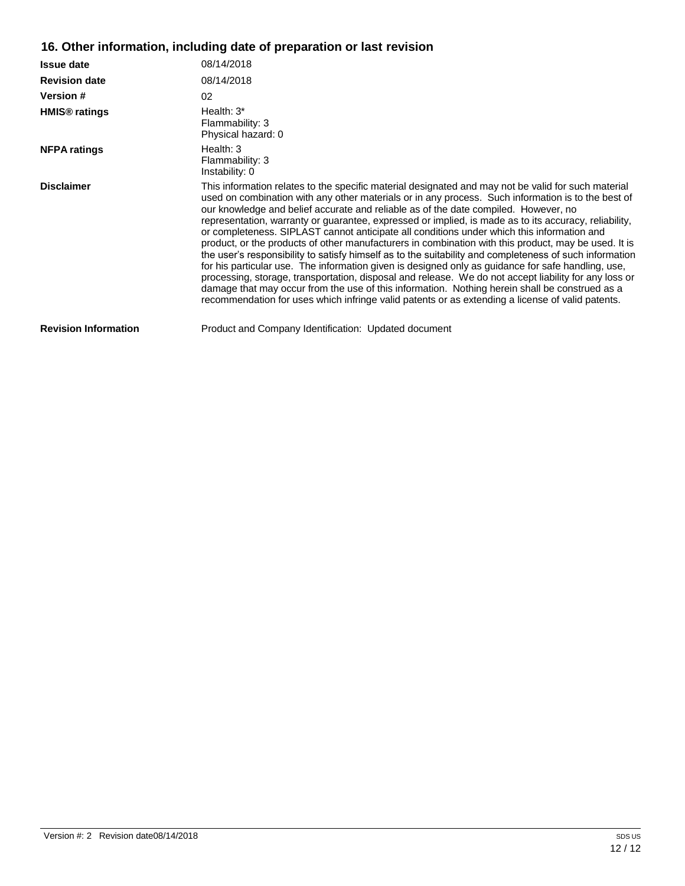## 16. Other information, including date of preparation or last revision

| | |
|---|---|
| **Issue date** | 08/14/2018 |
| **Revision date** | 08/14/2018 |
| **Version #** | 02 |
| **HMIS® ratings** | Health: 3*<br>Flammability: 3<br>Physical hazard: 0 |
| **NFPA ratings** | Health: 3<br>Flammability: 3<br>Instability: 0 |
| **Disclaimer** | This information relates to the specific material designated and may not be valid for such material used on combination with any other materials or in any process. Such information is to the best of our knowledge and belief accurate and reliable as of the date compiled. However, no representation, warranty or guarantee, expressed or implied, is made as to its accuracy, reliability, or completeness. SIPLAST cannot anticipate all conditions under which this information and product, or the products of other manufacturers in combination with this product, may be used. It is the user's responsibility to satisfy himself as to the suitability and completeness of such information for his particular use. The information given is designed only as guidance for safe handling, use, processing, storage, transportation, disposal and release. We do not accept liability for any loss or damage that may occur from the use of this information. Nothing herein shall be construed as a recommendation for uses which infringe valid patents or as extending a license of valid patents. |
| **Revision Information** | Product and Company Identification: Updated document |